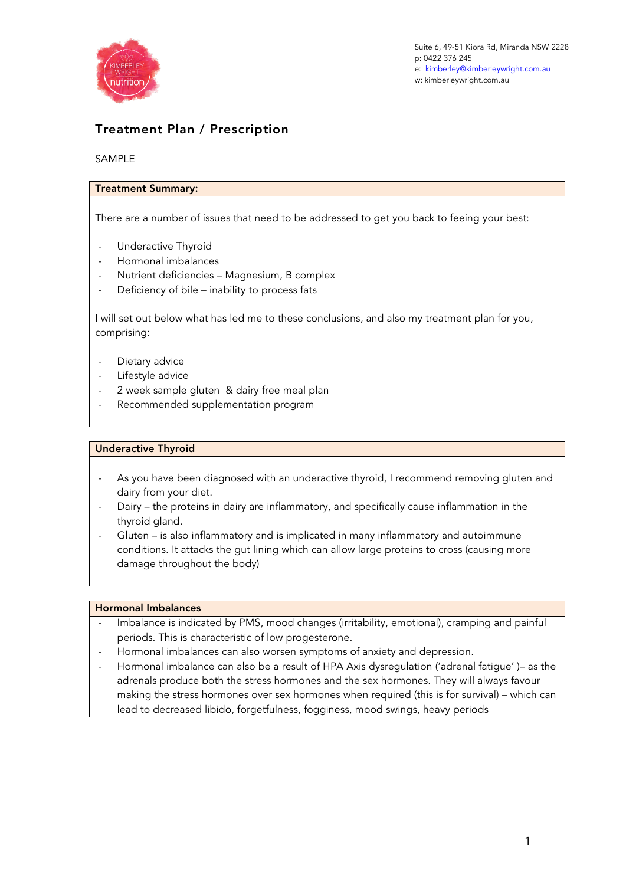Suite 6, 49-51 Kiora Rd, Miranda NSW 2228
p: 0422 376 245
e: kimberley@kimberleywright.com.au
w: kimberleywright.com.au

# Treatment Plan / Prescription

SAMPLE

## Treatment Summary:

There are a number of issues that need to be addressed to get you back to feeing your best:

- Underactive Thyroid
- Hormonal imbalances
- Nutrient deficiencies – Magnesium, B complex
- Deficiency of bile – inability to process fats

I will set out below what has led me to these conclusions, and also my treatment plan for you, comprising:

- Dietary advice
- Lifestyle advice
- 2 week sample gluten & dairy free meal plan
- Recommended supplementation program

## Underactive Thyroid

- As you have been diagnosed with an underactive thyroid, I recommend removing gluten and dairy from your diet.
- Dairy – the proteins in dairy are inflammatory, and specifically cause inflammation in the thyroid gland.
- Gluten – is also inflammatory and is implicated in many inflammatory and autoimmune conditions. It attacks the gut lining which can allow large proteins to cross (causing more damage throughout the body)

## Hormonal Imbalances

- Imbalance is indicated by PMS, mood changes (irritability, emotional), cramping and painful periods. This is characteristic of low progesterone.
- Hormonal imbalances can also worsen symptoms of anxiety and depression.
- Hormonal imbalance can also be a result of HPA Axis dysregulation ('adrenal fatigue' )– as the adrenals produce both the stress hormones and the sex hormones. They will always favour making the stress hormones over sex hormones when required (this is for survival) – which can lead to decreased libido, forgetfulness, fogginess, mood swings, heavy periods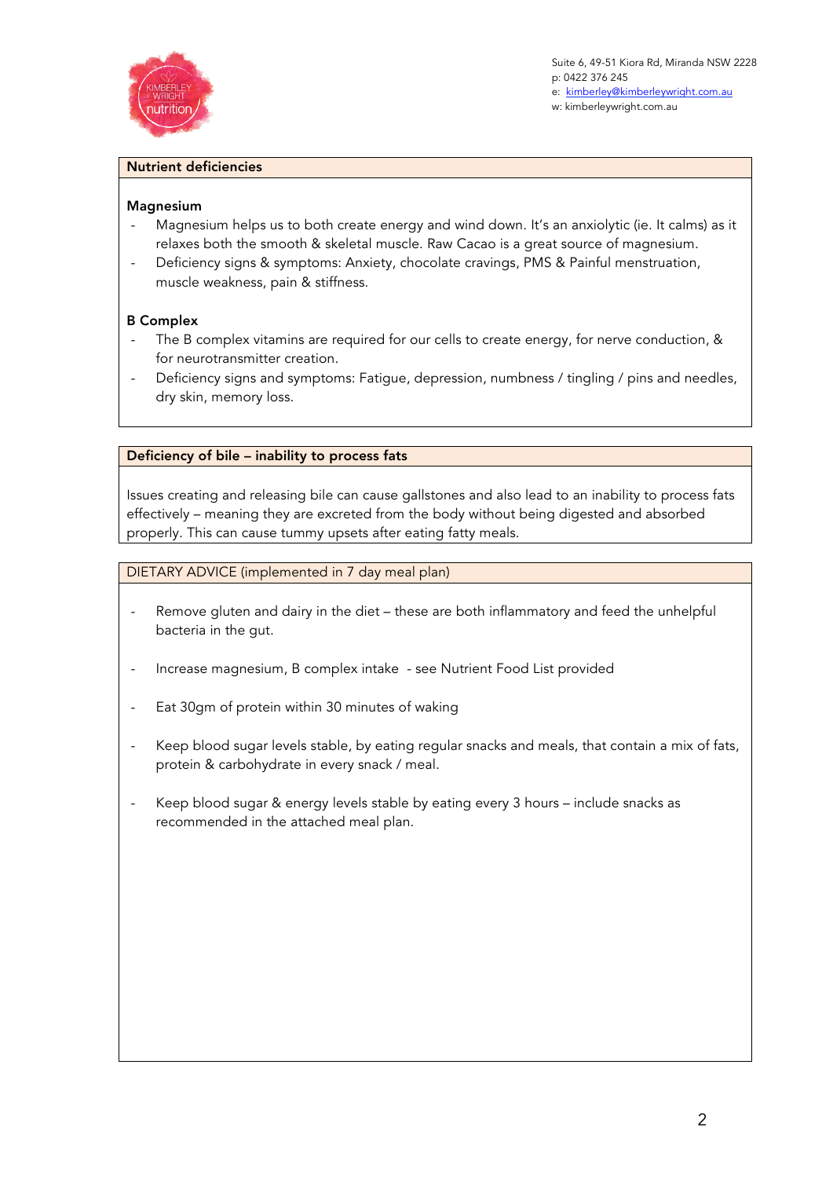Suite 6, 49-51 Kiora Rd, Miranda NSW 2228
p: 0422 376 245
e: kimberley@kimberleywright.com.au
w: kimberleywright.com.au

## Nutrient deficiencies

### Magnesium

- Magnesium helps us to both create energy and wind down. It's an anxiolytic (ie. It calms) as it relaxes both the smooth & skeletal muscle. Raw Cacao is a great source of magnesium.
- Deficiency signs & symptoms: Anxiety, chocolate cravings, PMS & Painful menstruation, muscle weakness, pain & stiffness.

### B Complex

- The B complex vitamins are required for our cells to create energy, for nerve conduction, & for neurotransmitter creation.
- Deficiency signs and symptoms: Fatigue, depression, numbness / tingling / pins and needles, dry skin, memory loss.

## Deficiency of bile – inability to process fats

Issues creating and releasing bile can cause gallstones and also lead to an inability to process fats effectively – meaning they are excreted from the body without being digested and absorbed properly. This can cause tummy upsets after eating fatty meals.

## DIETARY ADVICE (implemented in 7 day meal plan)

- Remove gluten and dairy in the diet – these are both inflammatory and feed the unhelpful bacteria in the gut.
- Increase magnesium, B complex intake - see Nutrient Food List provided
- Eat 30gm of protein within 30 minutes of waking
- Keep blood sugar levels stable, by eating regular snacks and meals, that contain a mix of fats, protein & carbohydrate in every snack / meal.
- Keep blood sugar & energy levels stable by eating every 3 hours – include snacks as recommended in the attached meal plan.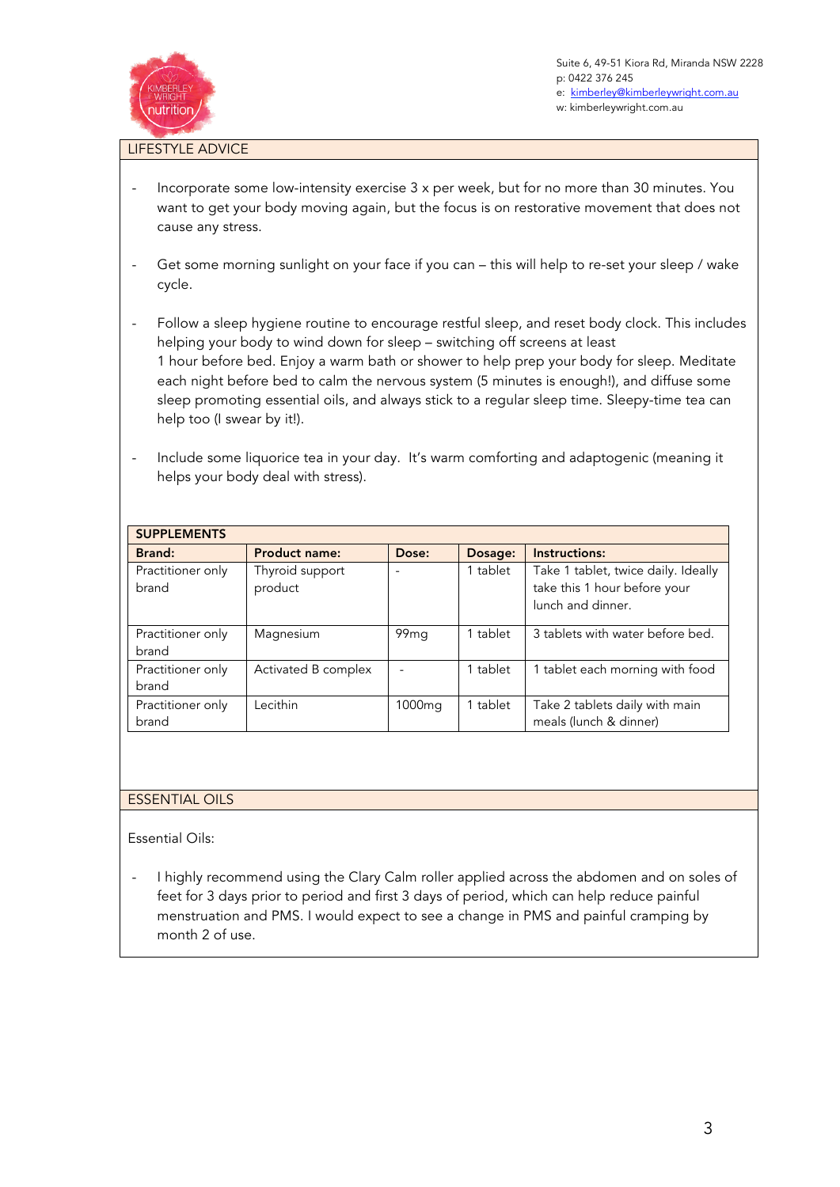Suite 6, 49-51 Kiora Rd, Miranda NSW 2228
p: 0422 376 245
e: kimberley@kimberleywright.com.au
w: kimberleywright.com.au

## LIFESTYLE ADVICE

- Incorporate some low-intensity exercise 3 x per week, but for no more than 30 minutes. You want to get your body moving again, but the focus is on restorative movement that does not cause any stress.

- Get some morning sunlight on your face if you can – this will help to re-set your sleep / wake cycle.

- Follow a sleep hygiene routine to encourage restful sleep, and reset body clock. This includes helping your body to wind down for sleep – switching off screens at least 1 hour before bed. Enjoy a warm bath or shower to help prep your body for sleep. Meditate each night before bed to calm the nervous system (5 minutes is enough!), and diffuse some sleep promoting essential oils, and always stick to a regular sleep time. Sleepy-time tea can help too (I swear by it!).

- Include some liquorice tea in your day. It's warm comforting and adaptogenic (meaning it helps your body deal with stress).

**SUPPLEMENTS**

| Brand: | Product name: | Dose: | Dosage: | Instructions: |
|---|---|---|---|---|
| Practitioner only brand | Thyroid support product | - | 1 tablet | Take 1 tablet, twice daily. Ideally take this 1 hour before your lunch and dinner. |
| Practitioner only brand | Magnesium | 99mg | 1 tablet | 3 tablets with water before bed. |
| Practitioner only brand | Activated B complex | - | 1 tablet | 1 tablet each morning with food |
| Practitioner only brand | Lecithin | 1000mg | 1 tablet | Take 2 tablets daily with main meals (lunch & dinner) |

## ESSENTIAL OILS

Essential Oils:

- I highly recommend using the Clary Calm roller applied across the abdomen and on soles of feet for 3 days prior to period and first 3 days of period, which can help reduce painful menstruation and PMS. I would expect to see a change in PMS and painful cramping by month 2 of use.